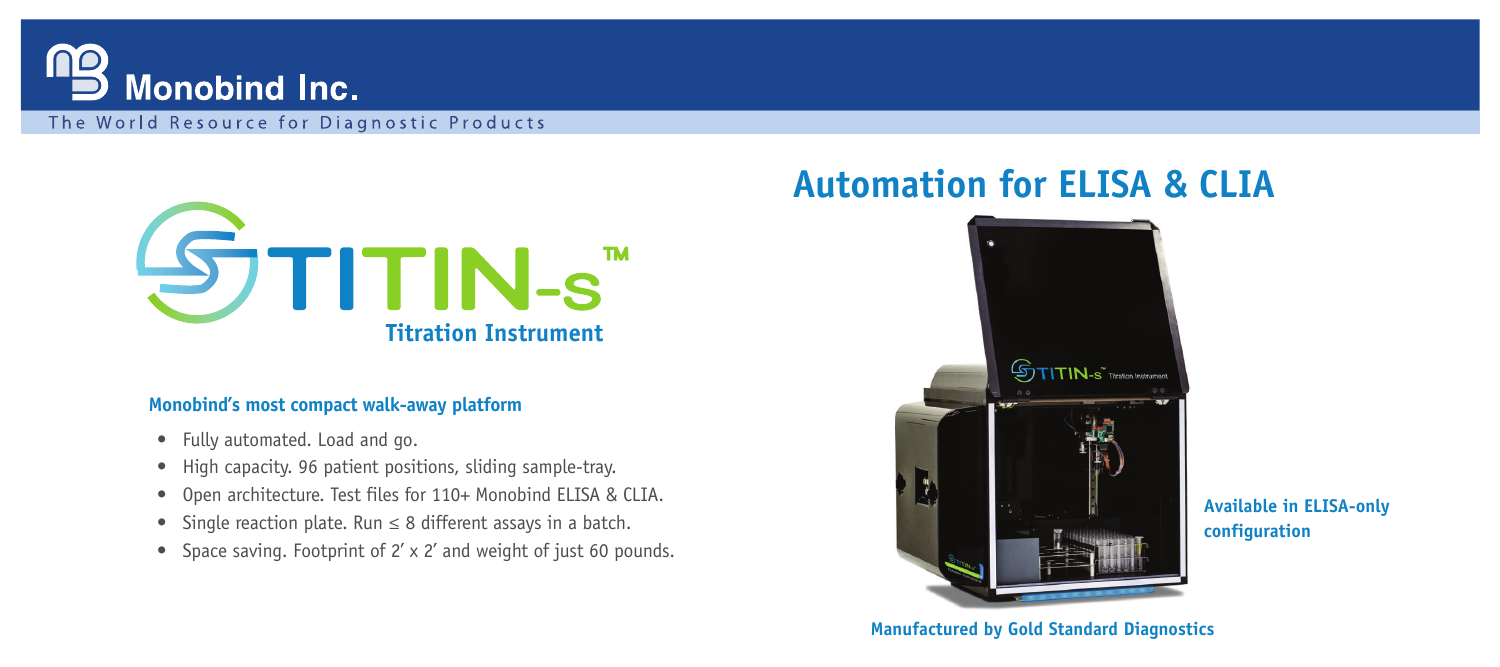**Monobind Inc.**

The World Resource for Diagnostic Products

# TITIN-s™

**Titration Instrument**

## Automation for ELISA & CLIA

### Monobind's most compact walk-away platform

- Fully automated. Load and go.
- High capacity. 96 patient positions, sliding sample-tray.
- Open architecture. Test files for 110+ Monobind ELISA & CLIA.
- Single reaction plate. Run ≤ 8 different assays in a batch.
- Space saving. Footprint of 2′ x 2′ and weight of just 60 pounds.

**Available in ELISA-only configuration**

**Manufactured by Gold Standard Diagnostics**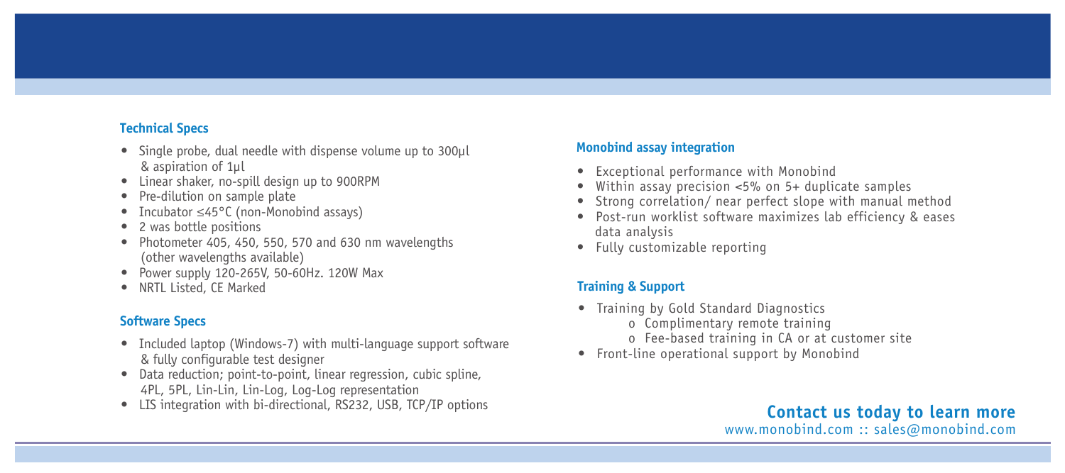### Technical Specs

- Single probe, dual needle with dispense volume up to 300µl & aspiration of 1µl
- Linear shaker, no-spill design up to 900RPM
- Pre-dilution on sample plate
- Incubator ≤45°C (non-Monobind assays)
- 2 was bottle positions
- Photometer 405, 450, 550, 570 and 630 nm wavelengths (other wavelengths available)
- Power supply 120-265V, 50-60Hz. 120W Max
- NRTL Listed, CE Marked

### Software Specs

- Included laptop (Windows-7) with multi-language support software & fully configurable test designer
- Data reduction; point-to-point, linear regression, cubic spline, 4PL, 5PL, Lin-Lin, Lin-Log, Log-Log representation
- LIS integration with bi-directional, RS232, USB, TCP/IP options

### Monobind assay integration

- Exceptional performance with Monobind
- Within assay precision <5% on 5+ duplicate samples
- Strong correlation/ near perfect slope with manual method
- Post-run worklist software maximizes lab efficiency & eases data analysis
- Fully customizable reporting

### Training & Support

- Training by Gold Standard Diagnostics
  - Complimentary remote training
  - Fee-based training in CA or at customer site
- Front-line operational support by Monobind

**Contact us today to learn more**

www.monobind.com :: sales@monobind.com